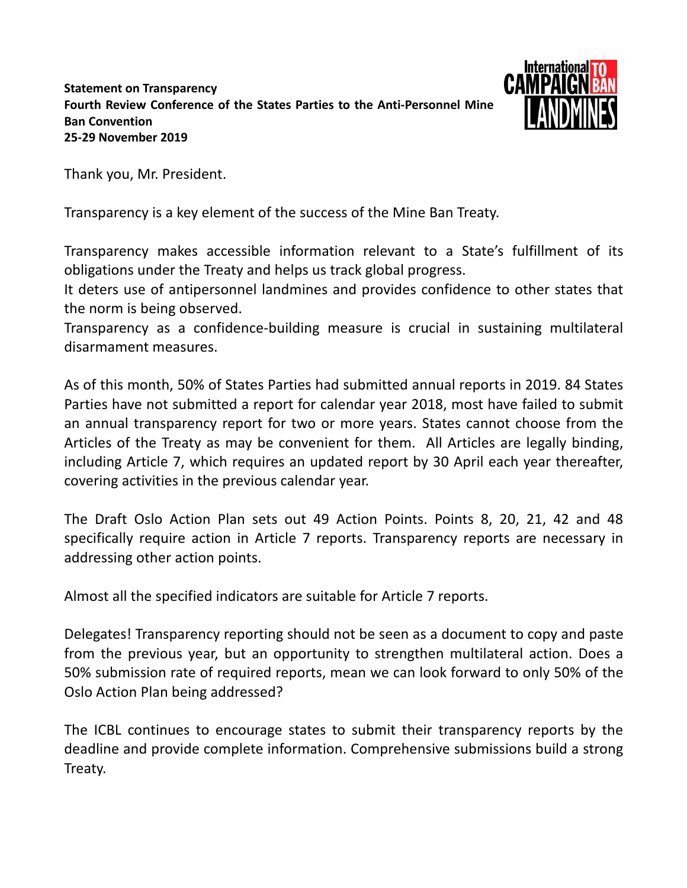**Statement on Transparency**
**Fourth Review Conference of the States Parties to the Anti-Personnel Mine Ban Convention**
**25-29 November 2019**

International CAMPAIGN TO BAN LANDMINES

Thank you, Mr. President.

Transparency is a key element of the success of the Mine Ban Treaty.

Transparency makes accessible information relevant to a State's fulfillment of its obligations under the Treaty and helps us track global progress.
It deters use of antipersonnel landmines and provides confidence to other states that the norm is being observed.
Transparency as a confidence-building measure is crucial in sustaining multilateral disarmament measures.

As of this month, 50% of States Parties had submitted annual reports in 2019. 84 States Parties have not submitted a report for calendar year 2018, most have failed to submit an annual transparency report for two or more years. States cannot choose from the Articles of the Treaty as may be convenient for them. All Articles are legally binding, including Article 7, which requires an updated report by 30 April each year thereafter, covering activities in the previous calendar year.

The Draft Oslo Action Plan sets out 49 Action Points. Points 8, 20, 21, 42 and 48 specifically require action in Article 7 reports. Transparency reports are necessary in addressing other action points.

Almost all the specified indicators are suitable for Article 7 reports.

Delegates! Transparency reporting should not be seen as a document to copy and paste from the previous year, but an opportunity to strengthen multilateral action. Does a 50% submission rate of required reports, mean we can look forward to only 50% of the Oslo Action Plan being addressed?

The ICBL continues to encourage states to submit their transparency reports by the deadline and provide complete information. Comprehensive submissions build a strong Treaty.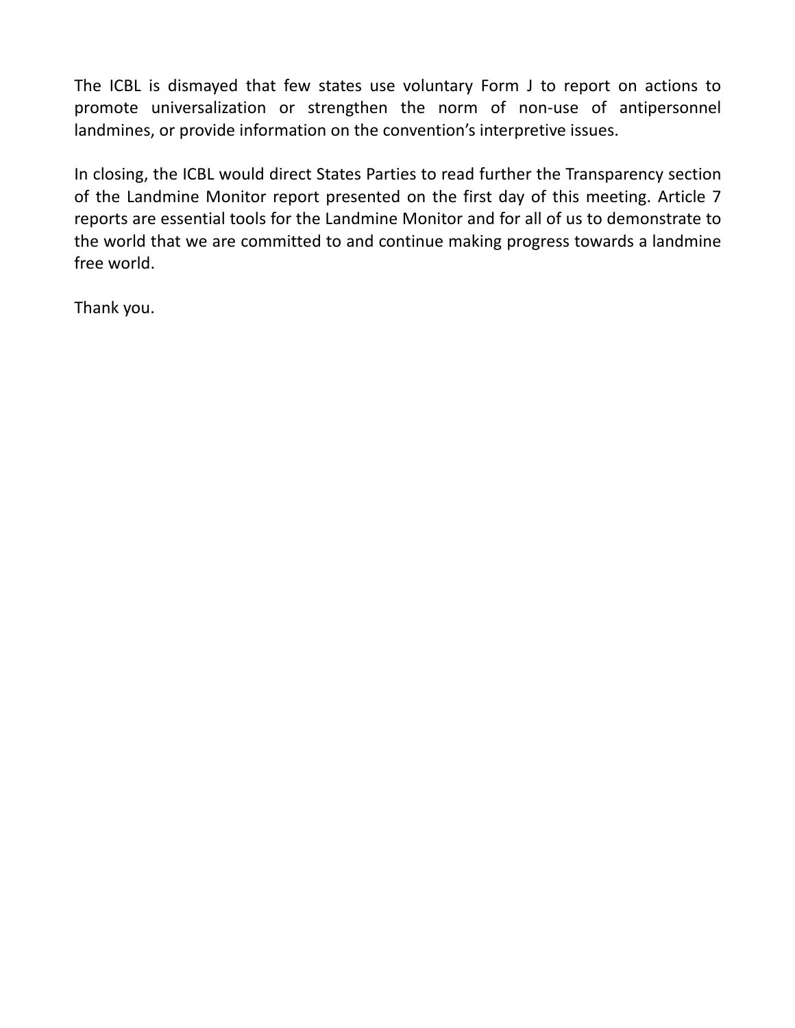The ICBL is dismayed that few states use voluntary Form J to report on actions to promote universalization or strengthen the norm of non-use of antipersonnel landmines, or provide information on the convention's interpretive issues.

In closing, the ICBL would direct States Parties to read further the Transparency section of the Landmine Monitor report presented on the first day of this meeting. Article 7 reports are essential tools for the Landmine Monitor and for all of us to demonstrate to the world that we are committed to and continue making progress towards a landmine free world.

Thank you.